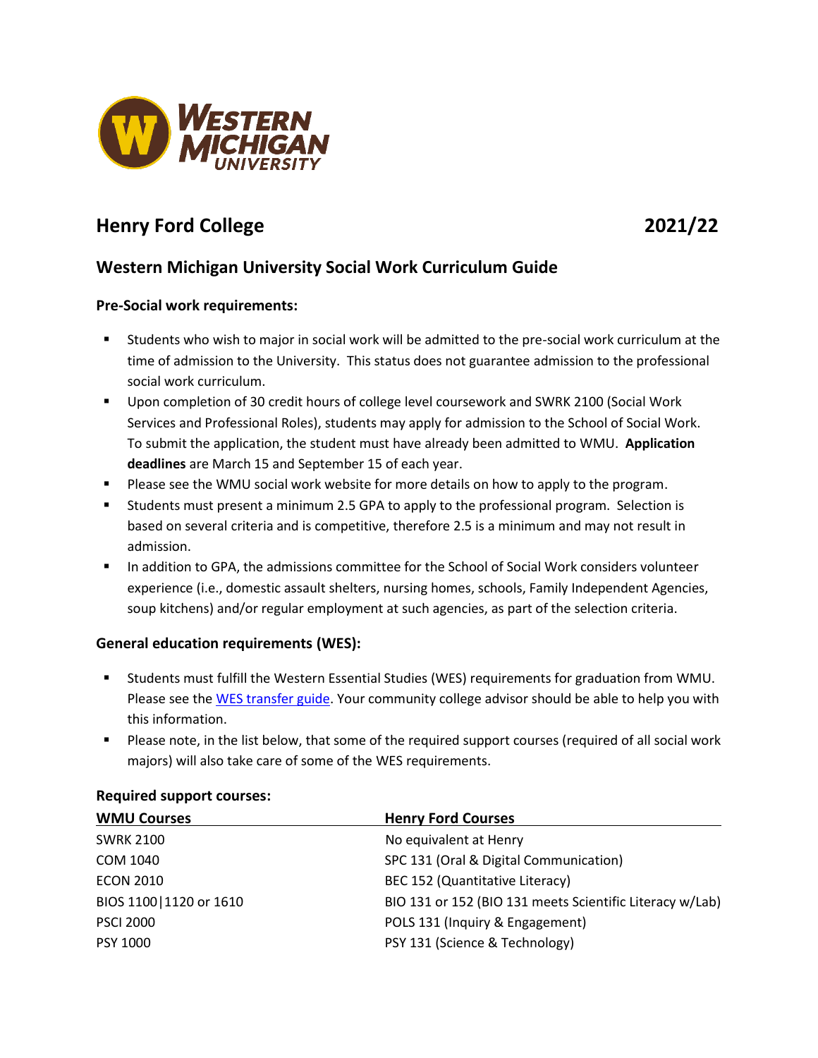# Henry Ford College 2021/22

## Western Michigan University Social Work Curriculum Guide

### Pre-Social work requirements:

- Students who wish to major in social work will be admitted to the pre-social work curriculum at the time of admission to the University. This status does not guarantee admission to the professional social work curriculum.
- Upon completion of 30 credit hours of college level coursework and SWRK 2100 (Social Work Services and Professional Roles), students may apply for admission to the School of Social Work. To submit the application, the student must have already been admitted to WMU. **Application deadlines** are March 15 and September 15 of each year.
- Please see the WMU social work website for more details on how to apply to the program.
- Students must present a minimum 2.5 GPA to apply to the professional program. Selection is based on several criteria and is competitive, therefore 2.5 is a minimum and may not result in admission.
- In addition to GPA, the admissions committee for the School of Social Work considers volunteer experience (i.e., domestic assault shelters, nursing homes, schools, Family Independent Agencies, soup kitchens) and/or regular employment at such agencies, as part of the selection criteria.

### General education requirements (WES):

- Students must fulfill the Western Essential Studies (WES) requirements for graduation from WMU. Please see the WES transfer guide. Your community college advisor should be able to help you with this information.
- Please note, in the list below, that some of the required support courses (required of all social work majors) will also take care of some of the WES requirements.

### Required support courses:

| WMU Courses | Henry Ford Courses |
|---|---|
| SWRK 2100 | No equivalent at Henry |
| COM 1040 | SPC 131 (Oral & Digital Communication) |
| ECON 2010 | BEC 152 (Quantitative Literacy) |
| BIOS 1100\|1120 or 1610 | BIO 131 or 152 (BIO 131 meets Scientific Literacy w/Lab) |
| PSCI 2000 | POLS 131 (Inquiry & Engagement) |
| PSY 1000 | PSY 131 (Science & Technology) |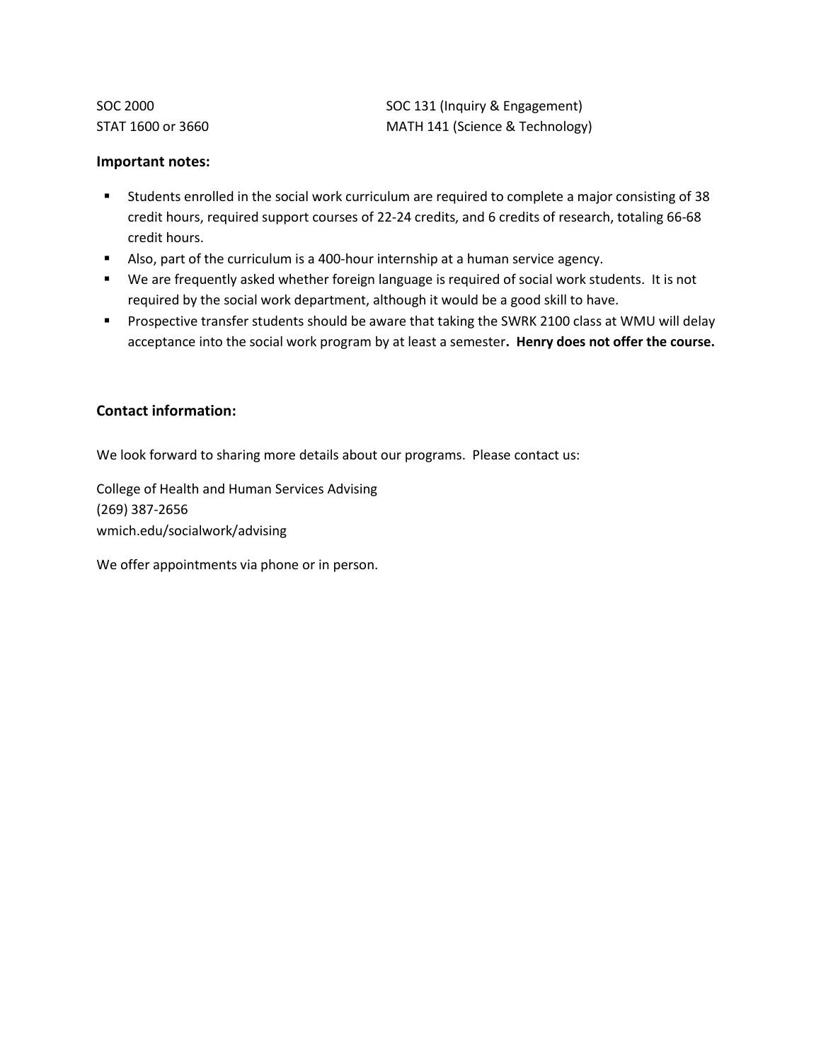| | |
|---|---|
| SOC 2000 | SOC 131 (Inquiry & Engagement) |
| STAT 1600 or 3660 | MATH 141 (Science & Technology) |

### Important notes:

- Students enrolled in the social work curriculum are required to complete a major consisting of 38 credit hours, required support courses of 22-24 credits, and 6 credits of research, totaling 66-68 credit hours.
- Also, part of the curriculum is a 400-hour internship at a human service agency.
- We are frequently asked whether foreign language is required of social work students. It is not required by the social work department, although it would be a good skill to have.
- Prospective transfer students should be aware that taking the SWRK 2100 class at WMU will delay acceptance into the social work program by at least a semester**. Henry does not offer the course.**

### Contact information:

We look forward to sharing more details about our programs. Please contact us:

College of Health and Human Services Advising
(269) 387-2656
wmich.edu/socialwork/advising

We offer appointments via phone or in person.